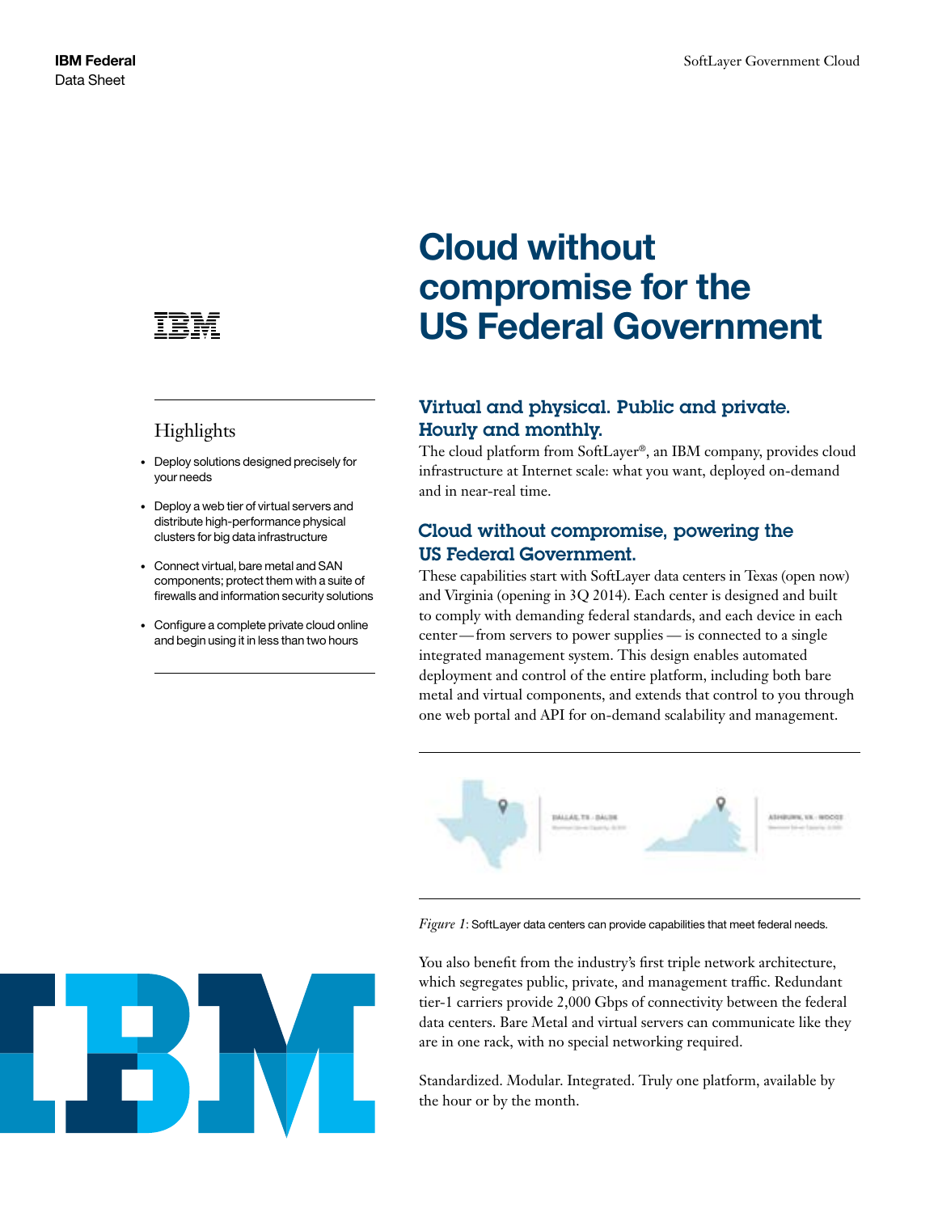IBM Federal
Data Sheet

# Cloud without compromise for the US Federal Government

## Highlights

- Deploy solutions designed precisely for your needs
- Deploy a web tier of virtual servers and distribute high-performance physical clusters for big data infrastructure
- Connect virtual, bare metal and SAN components; protect them with a suite of firewalls and information security solutions
- Configure a complete private cloud online and begin using it in less than two hours

## Virtual and physical. Public and private. Hourly and monthly.

The cloud platform from SoftLayer®, an IBM company, provides cloud infrastructure at Internet scale: what you want, deployed on-demand and in near-real time.

## Cloud without compromise, powering the US Federal Government.

These capabilities start with SoftLayer data centers in Texas (open now) and Virginia (opening in 3Q 2014). Each center is designed and built to comply with demanding federal standards, and each device in each center — from servers to power supplies — is connected to a single integrated management system. This design enables automated deployment and control of the entire platform, including both bare metal and virtual components, and extends that control to you through one web portal and API for on-demand scalability and management.

*Figure 1*: SoftLayer data centers can provide capabilities that meet federal needs.

You also benefit from the industry's first triple network architecture, which segregates public, private, and management traffic. Redundant tier-1 carriers provide 2,000 Gbps of connectivity between the federal data centers. Bare Metal and virtual servers can communicate like they are in one rack, with no special networking required.

Standardized. Modular. Integrated. Truly one platform, available by the hour or by the month.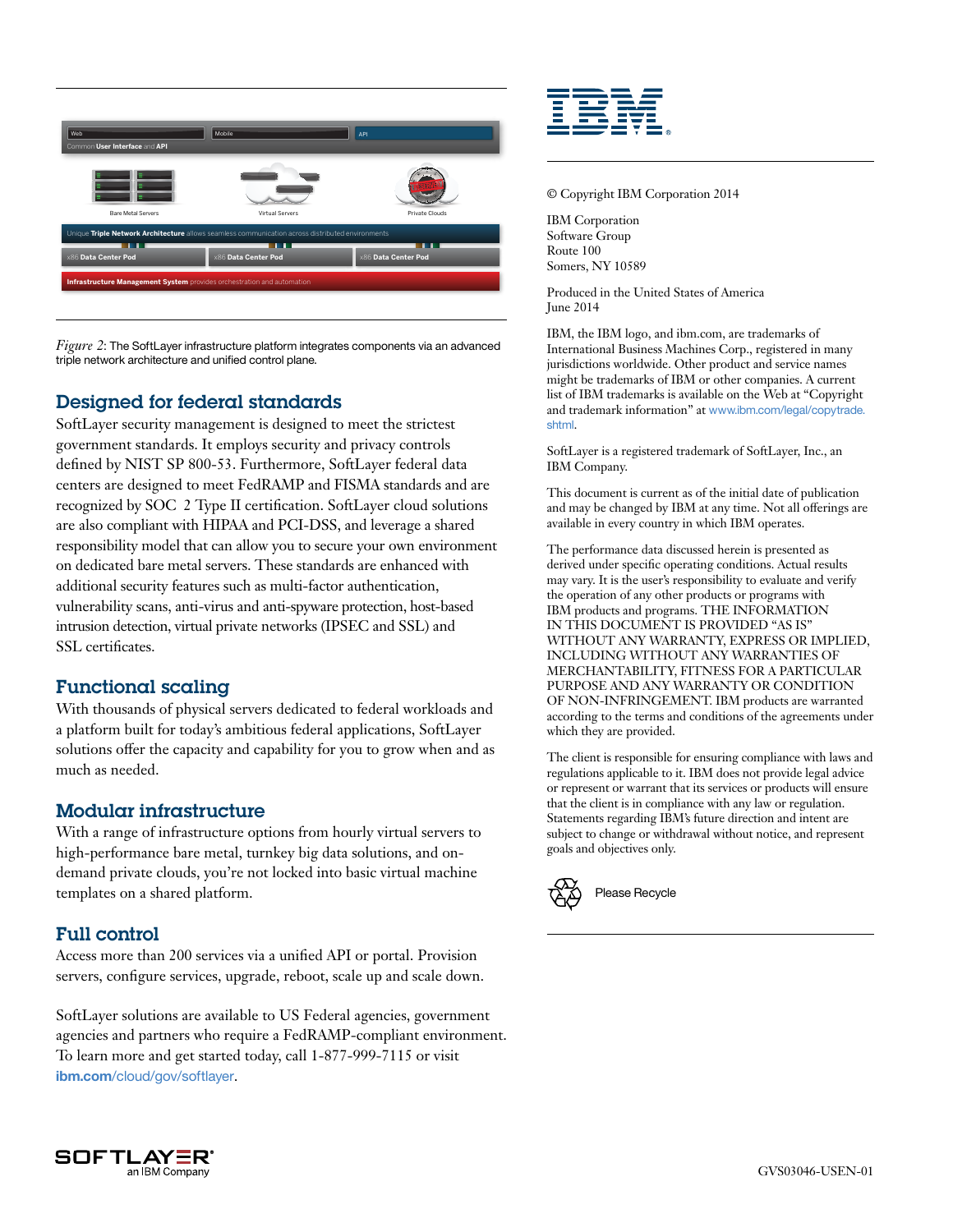Web | Mobile | API

Common **User Interface** and **API**

Bare Metal Servers

Virtual Servers

Private Clouds

Unique **Triple Network Architecture** allows seamless communication across distributed environments

x86 **Data Center Pod**

x86 **Data Center Pod**

x86 **Data Center Pod**

**Infrastructure Management System** provides orchestration and automation

*Figure 2*: The SoftLayer infrastructure platform integrates components via an advanced triple network architecture and unified control plane.

## Designed for federal standards

SoftLayer security management is designed to meet the strictest government standards. It employs security and privacy controls defined by NIST SP 800-53. Furthermore, SoftLayer federal data centers are designed to meet FedRAMP and FISMA standards and are recognized by SOC 2 Type II certification. SoftLayer cloud solutions are also compliant with HIPAA and PCI-DSS, and leverage a shared responsibility model that can allow you to secure your own environment on dedicated bare metal servers. These standards are enhanced with additional security features such as multi-factor authentication, vulnerability scans, anti-virus and anti-spyware protection, host-based intrusion detection, virtual private networks (IPSEC and SSL) and SSL certificates.

## Functional scaling

With thousands of physical servers dedicated to federal workloads and a platform built for today's ambitious federal applications, SoftLayer solutions offer the capacity and capability for you to grow when and as much as needed.

## Modular infrastructure

With a range of infrastructure options from hourly virtual servers to high-performance bare metal, turnkey big data solutions, and on-demand private clouds, you're not locked into basic virtual machine templates on a shared platform.

## Full control

Access more than 200 services via a unified API or portal. Provision servers, configure services, upgrade, reboot, scale up and scale down.

SoftLayer solutions are available to US Federal agencies, government agencies and partners who require a FedRAMP-compliant environment. To learn more and get started today, call 1-877-999-7115 or visit **ibm.com**/cloud/gov/softlayer.

SOFTLAYER® an IBM Company

© Copyright IBM Corporation 2014

IBM Corporation
Software Group
Route 100
Somers, NY 10589

Produced in the United States of America
June 2014

IBM, the IBM logo, and ibm.com, are trademarks of International Business Machines Corp., registered in many jurisdictions worldwide. Other product and service names might be trademarks of IBM or other companies. A current list of IBM trademarks is available on the Web at "Copyright and trademark information" at www.ibm.com/legal/copytrade.shtml.

SoftLayer is a registered trademark of SoftLayer, Inc., an IBM Company.

This document is current as of the initial date of publication and may be changed by IBM at any time. Not all offerings are available in every country in which IBM operates.

The performance data discussed herein is presented as derived under specific operating conditions. Actual results may vary. It is the user's responsibility to evaluate and verify the operation of any other products or programs with IBM products and programs. THE INFORMATION IN THIS DOCUMENT IS PROVIDED "AS IS" WITHOUT ANY WARRANTY, EXPRESS OR IMPLIED, INCLUDING WITHOUT ANY WARRANTIES OF MERCHANTABILITY, FITNESS FOR A PARTICULAR PURPOSE AND ANY WARRANTY OR CONDITION OF NON-INFRINGEMENT. IBM products are warranted according to the terms and conditions of the agreements under which they are provided.

The client is responsible for ensuring compliance with laws and regulations applicable to it. IBM does not provide legal advice or represent or warrant that its services or products will ensure that the client is in compliance with any law or regulation. Statements regarding IBM's future direction and intent are subject to change or withdrawal without notice, and represent goals and objectives only.

Please Recycle

GVS03046-USEN-01